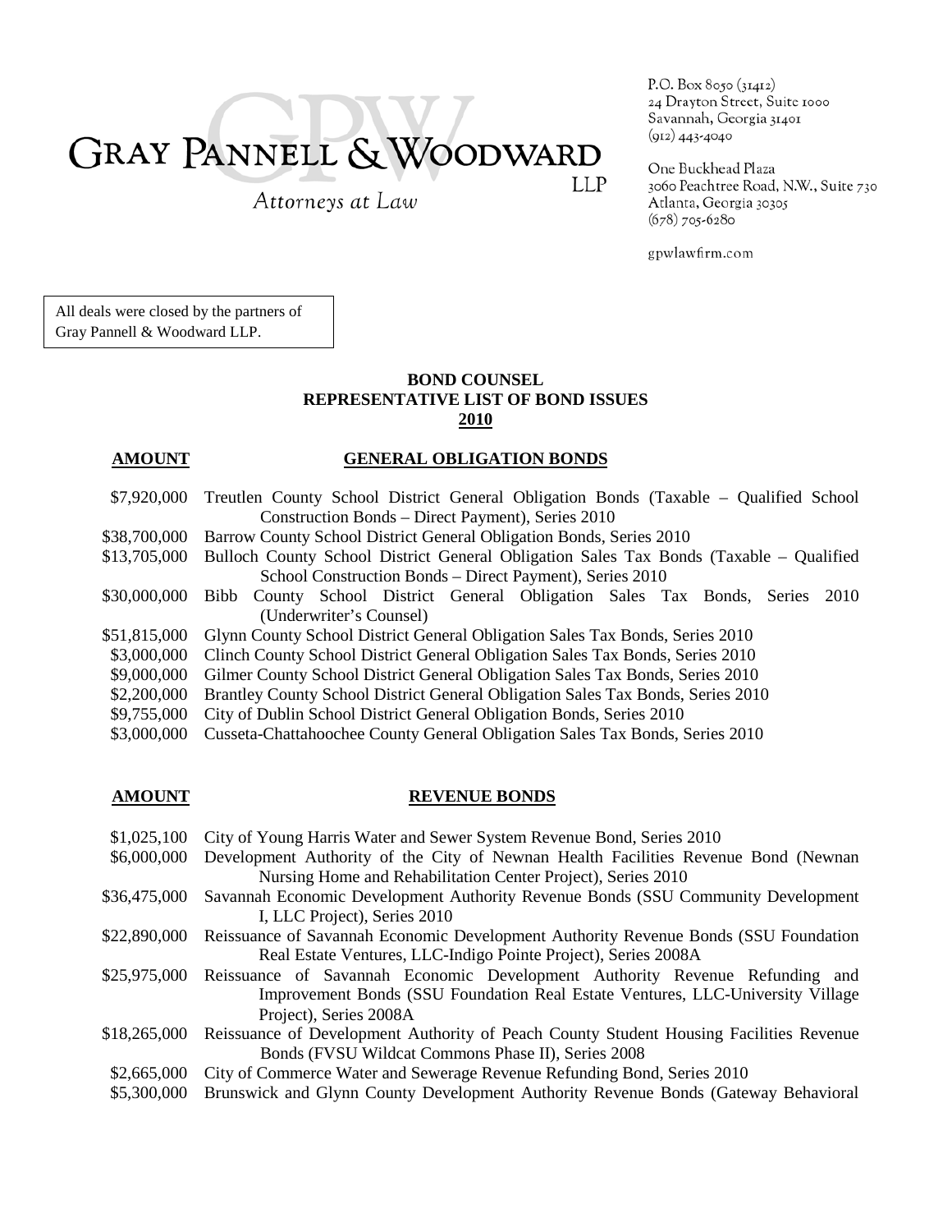# GRAY PANNELL & WOODWARD LLP

*Attorneys at Law*

P.O. Box 8050 (31412)
24 Drayton Street, Suite 1000
Savannah, Georgia 31401
(912) 443-4040

One Buckhead Plaza
3060 Peachtree Road, N.W., Suite 730
Atlanta, Georgia 30305
(678) 705-6280

gpwlawfirm.com

All deals were closed by the partners of Gray Pannell & Woodward LLP.

## BOND COUNSEL
## REPRESENTATIVE LIST OF BOND ISSUES
## 2010

| AMOUNT | GENERAL OBLIGATION BONDS |
|---|---|
| \$7,920,000 | Treutlen County School District General Obligation Bonds (Taxable – Qualified School Construction Bonds – Direct Payment), Series 2010 |
| \$38,700,000 | Barrow County School District General Obligation Bonds, Series 2010 |
| \$13,705,000 | Bulloch County School District General Obligation Sales Tax Bonds (Taxable – Qualified School Construction Bonds – Direct Payment), Series 2010 |
| \$30,000,000 | Bibb County School District General Obligation Sales Tax Bonds, Series 2010 (Underwriter's Counsel) |
| \$51,815,000 | Glynn County School District General Obligation Sales Tax Bonds, Series 2010 |
| \$3,000,000 | Clinch County School District General Obligation Sales Tax Bonds, Series 2010 |
| \$9,000,000 | Gilmer County School District General Obligation Sales Tax Bonds, Series 2010 |
| \$2,200,000 | Brantley County School District General Obligation Sales Tax Bonds, Series 2010 |
| \$9,755,000 | City of Dublin School District General Obligation Bonds, Series 2010 |
| \$3,000,000 | Cusseta-Chattahoochee County General Obligation Sales Tax Bonds, Series 2010 |

| AMOUNT | REVENUE BONDS |
|---|---|
| \$1,025,100 | City of Young Harris Water and Sewer System Revenue Bond, Series 2010 |
| \$6,000,000 | Development Authority of the City of Newnan Health Facilities Revenue Bond (Newnan Nursing Home and Rehabilitation Center Project), Series 2010 |
| \$36,475,000 | Savannah Economic Development Authority Revenue Bonds (SSU Community Development I, LLC Project), Series 2010 |
| \$22,890,000 | Reissuance of Savannah Economic Development Authority Revenue Bonds (SSU Foundation Real Estate Ventures, LLC-Indigo Pointe Project), Series 2008A |
| \$25,975,000 | Reissuance of Savannah Economic Development Authority Revenue Refunding and Improvement Bonds (SSU Foundation Real Estate Ventures, LLC-University Village Project), Series 2008A |
| \$18,265,000 | Reissuance of Development Authority of Peach County Student Housing Facilities Revenue Bonds (FVSU Wildcat Commons Phase II), Series 2008 |
| \$2,665,000 | City of Commerce Water and Sewerage Revenue Refunding Bond, Series 2010 |
| \$5,300,000 | Brunswick and Glynn County Development Authority Revenue Bonds (Gateway Behavioral |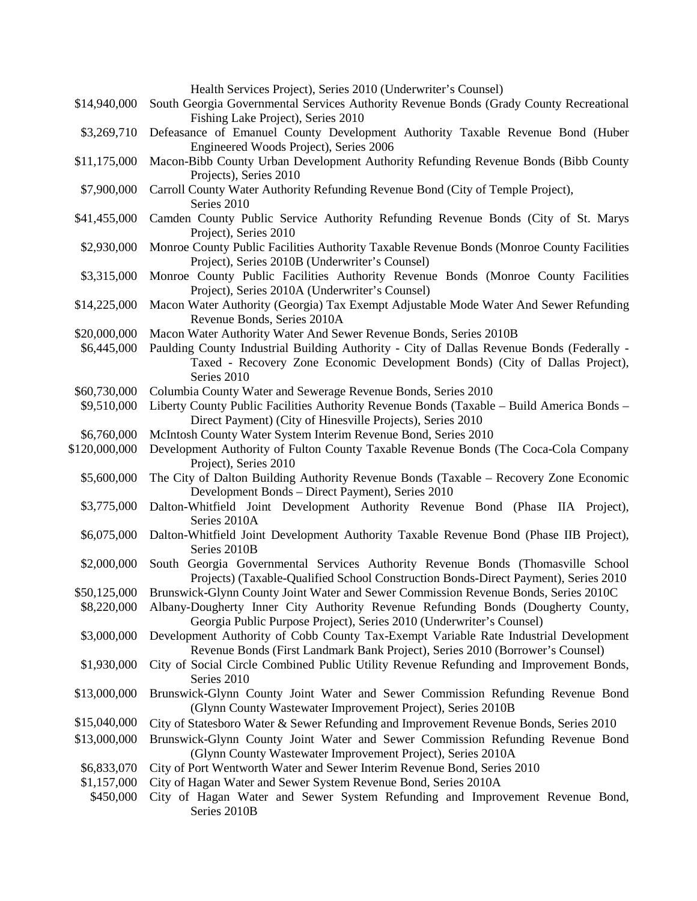| | |
|---|---|
| | Health Services Project), Series 2010 (Underwriter's Counsel) |
| $14,940,000 | South Georgia Governmental Services Authority Revenue Bonds (Grady County Recreational Fishing Lake Project), Series 2010 |
| $3,269,710 | Defeasance of Emanuel County Development Authority Taxable Revenue Bond (Huber Engineered Woods Project), Series 2006 |
| $11,175,000 | Macon-Bibb County Urban Development Authority Refunding Revenue Bonds (Bibb County Projects), Series 2010 |
| $7,900,000 | Carroll County Water Authority Refunding Revenue Bond (City of Temple Project), Series 2010 |
| $41,455,000 | Camden County Public Service Authority Refunding Revenue Bonds (City of St. Marys Project), Series 2010 |
| $2,930,000 | Monroe County Public Facilities Authority Taxable Revenue Bonds (Monroe County Facilities Project), Series 2010B (Underwriter's Counsel) |
| $3,315,000 | Monroe County Public Facilities Authority Revenue Bonds (Monroe County Facilities Project), Series 2010A (Underwriter's Counsel) |
| $14,225,000 | Macon Water Authority (Georgia) Tax Exempt Adjustable Mode Water And Sewer Refunding Revenue Bonds, Series 2010A |
| $20,000,000 | Macon Water Authority Water And Sewer Revenue Bonds, Series 2010B |
| $6,445,000 | Paulding County Industrial Building Authority - City of Dallas Revenue Bonds (Federally - Taxed - Recovery Zone Economic Development Bonds) (City of Dallas Project), Series 2010 |
| $60,730,000 | Columbia County Water and Sewerage Revenue Bonds, Series 2010 |
| $9,510,000 | Liberty County Public Facilities Authority Revenue Bonds (Taxable – Build America Bonds – Direct Payment) (City of Hinesville Projects), Series 2010 |
| $6,760,000 | McIntosh County Water System Interim Revenue Bond, Series 2010 |
| $120,000,000 | Development Authority of Fulton County Taxable Revenue Bonds (The Coca-Cola Company Project), Series 2010 |
| $5,600,000 | The City of Dalton Building Authority Revenue Bonds (Taxable – Recovery Zone Economic Development Bonds – Direct Payment), Series 2010 |
| $3,775,000 | Dalton-Whitfield Joint Development Authority Revenue Bond (Phase IIA Project), Series 2010A |
| $6,075,000 | Dalton-Whitfield Joint Development Authority Taxable Revenue Bond (Phase IIB Project), Series 2010B |
| $2,000,000 | South Georgia Governmental Services Authority Revenue Bonds (Thomasville School Projects) (Taxable-Qualified School Construction Bonds-Direct Payment), Series 2010 |
| $50,125,000 | Brunswick-Glynn County Joint Water and Sewer Commission Revenue Bonds, Series 2010C |
| $8,220,000 | Albany-Dougherty Inner City Authority Revenue Refunding Bonds (Dougherty County, Georgia Public Purpose Project), Series 2010 (Underwriter's Counsel) |
| $3,000,000 | Development Authority of Cobb County Tax-Exempt Variable Rate Industrial Development Revenue Bonds (First Landmark Bank Project), Series 2010 (Borrower's Counsel) |
| $1,930,000 | City of Social Circle Combined Public Utility Revenue Refunding and Improvement Bonds, Series 2010 |
| $13,000,000 | Brunswick-Glynn County Joint Water and Sewer Commission Refunding Revenue Bond (Glynn County Wastewater Improvement Project), Series 2010B |
| $15,040,000 | City of Statesboro Water & Sewer Refunding and Improvement Revenue Bonds, Series 2010 |
| $13,000,000 | Brunswick-Glynn County Joint Water and Sewer Commission Refunding Revenue Bond (Glynn County Wastewater Improvement Project), Series 2010A |
| $6,833,070 | City of Port Wentworth Water and Sewer Interim Revenue Bond, Series 2010 |
| $1,157,000 | City of Hagan Water and Sewer System Revenue Bond, Series 2010A |
| $450,000 | City of Hagan Water and Sewer System Refunding and Improvement Revenue Bond, Series 2010B |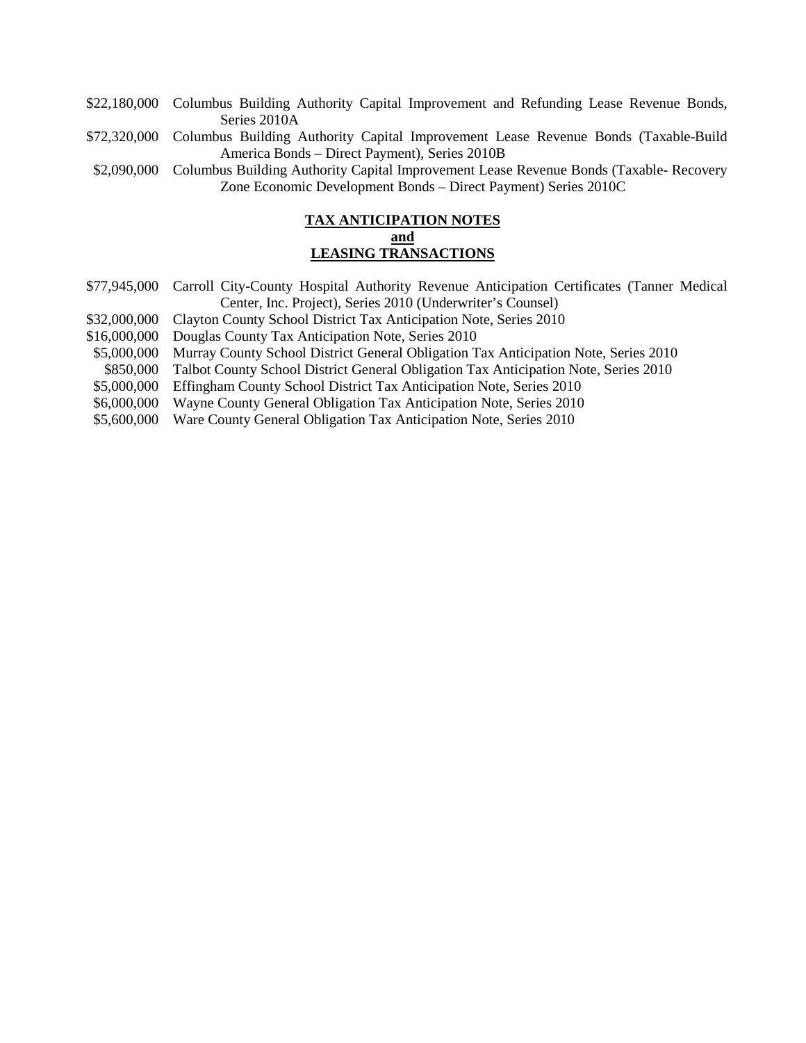$22,180,000 Columbus Building Authority Capital Improvement and Refunding Lease Revenue Bonds, Series 2010A

$72,320,000 Columbus Building Authority Capital Improvement Lease Revenue Bonds (Taxable-Build America Bonds – Direct Payment), Series 2010B

$2,090,000 Columbus Building Authority Capital Improvement Lease Revenue Bonds (Taxable- Recovery Zone Economic Development Bonds – Direct Payment) Series 2010C

## TAX ANTICIPATION NOTES and LEASING TRANSACTIONS

$77,945,000 Carroll City-County Hospital Authority Revenue Anticipation Certificates (Tanner Medical Center, Inc. Project), Series 2010 (Underwriter's Counsel)

$32,000,000 Clayton County School District Tax Anticipation Note, Series 2010

$16,000,000 Douglas County Tax Anticipation Note, Series 2010

$5,000,000 Murray County School District General Obligation Tax Anticipation Note, Series 2010

$850,000 Talbot County School District General Obligation Tax Anticipation Note, Series 2010

$5,000,000 Effingham County School District Tax Anticipation Note, Series 2010

$6,000,000 Wayne County General Obligation Tax Anticipation Note, Series 2010

$5,600,000 Ware County General Obligation Tax Anticipation Note, Series 2010